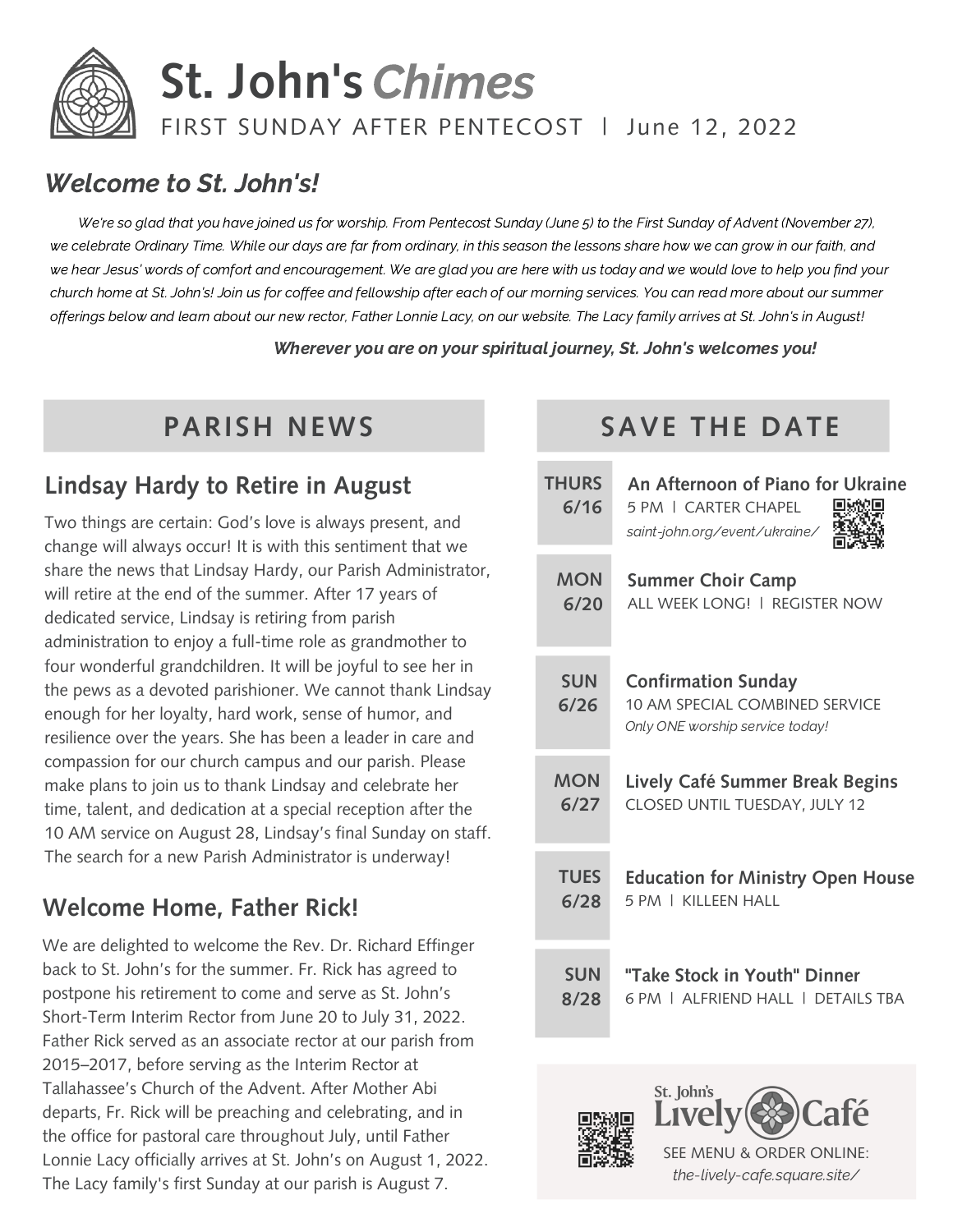# St. John's *Chimes*

FIRST SUNDAY AFTER PENTECOST | June 12, 2022

## *Welcome to St. John's!*

*We're so glad that you have joined us for worship. From Pentecost Sunday (June 5) to the First Sunday of Advent (November 27), we celebrate Ordinary Time. While our days are far from ordinary, in this season the lessons share how we can grow in our faith, and we hear Jesus' words of comfort and encouragement. We are glad you are here with us today and we would love to help you find your church home at St. John's! Join us for coffee and fellowship after each of our morning services. You can read more about our summer offerings below and learn about our new rector, Father Lonnie Lacy, on our website. The Lacy family arrives at St. John's in August!*

***Wherever you are on your spiritual journey, St. John's welcomes you!***

## PARISH NEWS

### Lindsay Hardy to Retire in August

Two things are certain: God's love is always present, and change will always occur! It is with this sentiment that we share the news that Lindsay Hardy, our Parish Administrator, will retire at the end of the summer. After 17 years of dedicated service, Lindsay is retiring from parish administration to enjoy a full-time role as grandmother to four wonderful grandchildren. It will be joyful to see her in the pews as a devoted parishioner. We cannot thank Lindsay enough for her loyalty, hard work, sense of humor, and resilience over the years. She has been a leader in care and compassion for our church campus and our parish. Please make plans to join us to thank Lindsay and celebrate her time, talent, and dedication at a special reception after the 10 AM service on August 28, Lindsay's final Sunday on staff. The search for a new Parish Administrator is underway!

### Welcome Home, Father Rick!

We are delighted to welcome the Rev. Dr. Richard Effinger back to St. John's for the summer. Fr. Rick has agreed to postpone his retirement to come and serve as St. John's Short-Term Interim Rector from June 20 to July 31, 2022. Father Rick served as an associate rector at our parish from 2015–2017, before serving as the Interim Rector at Tallahassee's Church of the Advent. After Mother Abi departs, Fr. Rick will be preaching and celebrating, and in the office for pastoral care throughout July, until Father Lonnie Lacy officially arrives at St. John's on August 1, 2022. The Lacy family's first Sunday at our parish is August 7.

## SAVE THE DATE

**THURS 6/16** — **An Afternoon of Piano for Ukraine**
5 PM | CARTER CHAPEL
*saint-john.org/event/ukraine/*

**MON 6/20** — **Summer Choir Camp**
ALL WEEK LONG! | REGISTER NOW

**SUN 6/26** — **Confirmation Sunday**
10 AM SPECIAL COMBINED SERVICE
*Only ONE worship service today!*

**MON 6/27** — **Lively Café Summer Break Begins**
CLOSED UNTIL TUESDAY, JULY 12

**TUES 6/28** — **Education for Ministry Open House**
5 PM | KILLEEN HALL

**SUN 8/28** — **"Take Stock in Youth" Dinner**
6 PM | ALFRIEND HALL | DETAILS TBA

St. John's Lively Café
SEE MENU & ORDER ONLINE:
*the-lively-cafe.square.site/*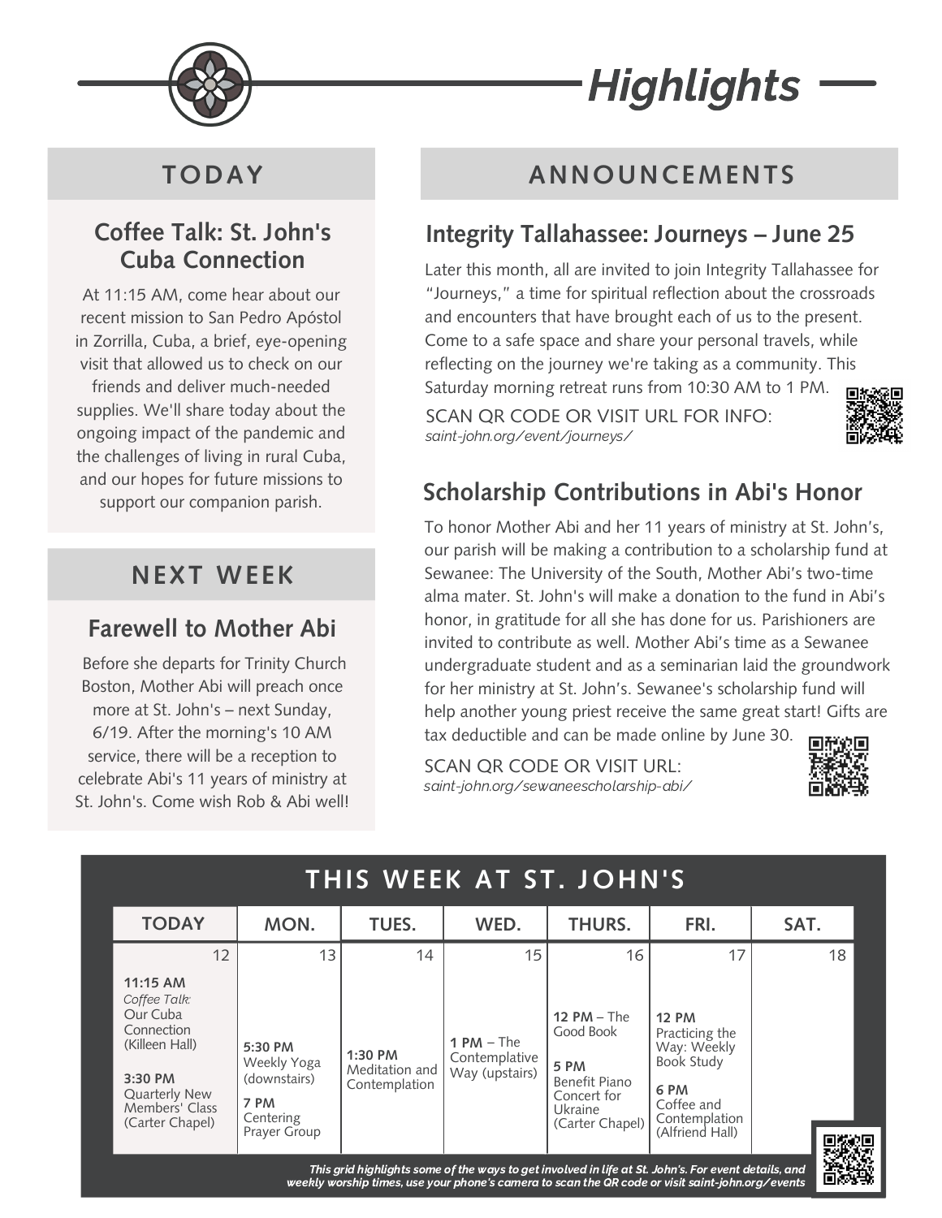# Highlights

## TODAY

### Coffee Talk: St. John's Cuba Connection

At 11:15 AM, come hear about our recent mission to San Pedro Apóstol in Zorrilla, Cuba, a brief, eye-opening visit that allowed us to check on our friends and deliver much-needed supplies. We'll share today about the ongoing impact of the pandemic and the challenges of living in rural Cuba, and our hopes for future missions to support our companion parish.

## NEXT WEEK

### Farewell to Mother Abi

Before she departs for Trinity Church Boston, Mother Abi will preach once more at St. John's – next Sunday, 6/19. After the morning's 10 AM service, there will be a reception to celebrate Abi's 11 years of ministry at St. John's. Come wish Rob & Abi well!

## ANNOUNCEMENTS

### Integrity Tallahassee: Journeys – June 25

Later this month, all are invited to join Integrity Tallahassee for "Journeys," a time for spiritual reflection about the crossroads and encounters that have brought each of us to the present. Come to a safe space and share your personal travels, while reflecting on the journey we're taking as a community. This Saturday morning retreat runs from 10:30 AM to 1 PM.

SCAN QR CODE OR VISIT URL FOR INFO:
*saint-john.org/event/journeys/*

### Scholarship Contributions in Abi's Honor

To honor Mother Abi and her 11 years of ministry at St. John's, our parish will be making a contribution to a scholarship fund at Sewanee: The University of the South, Mother Abi's two-time alma mater. St. John's will make a donation to the fund in Abi's honor, in gratitude for all she has done for us. Parishioners are invited to contribute as well. Mother Abi's time as a Sewanee undergraduate student and as a seminarian laid the groundwork for her ministry at St. John's. Sewanee's scholarship fund will help another young priest receive the same great start! Gifts are tax deductible and can be made online by June 30.

SCAN QR CODE OR VISIT URL:
*saint-john.org/sewaneescholarship-abi/*

## THIS WEEK AT ST. JOHN'S

| TODAY | MON. | TUES. | WED. | THURS. | FRI. | SAT. |
|---|---|---|---|---|---|---|
| 12 | 13 | 14 | 15 | 16 | 17 | 18 |
| **11:15 AM** *Coffee Talk:* Our Cuba Connection (Killeen Hall)<br>**3:30 PM** Quarterly New Members' Class (Carter Chapel) | **5:30 PM** Weekly Yoga (downstairs)<br>**7 PM** Centering Prayer Group | **1:30 PM** Meditation and Contemplation | **1 PM** – The Contemplative Way (upstairs) | **12 PM** – The Good Book<br>**5 PM** Benefit Piano Concert for Ukraine (Carter Chapel) | **12 PM** Practicing the Way: Weekly Book Study<br>**6 PM** Coffee and Contemplation (Alfriend Hall) | |

*This grid highlights some of the ways to get involved in life at St. John's. For event details, and weekly worship times, use your phone's camera to scan the QR code or visit saint-john.org/events*